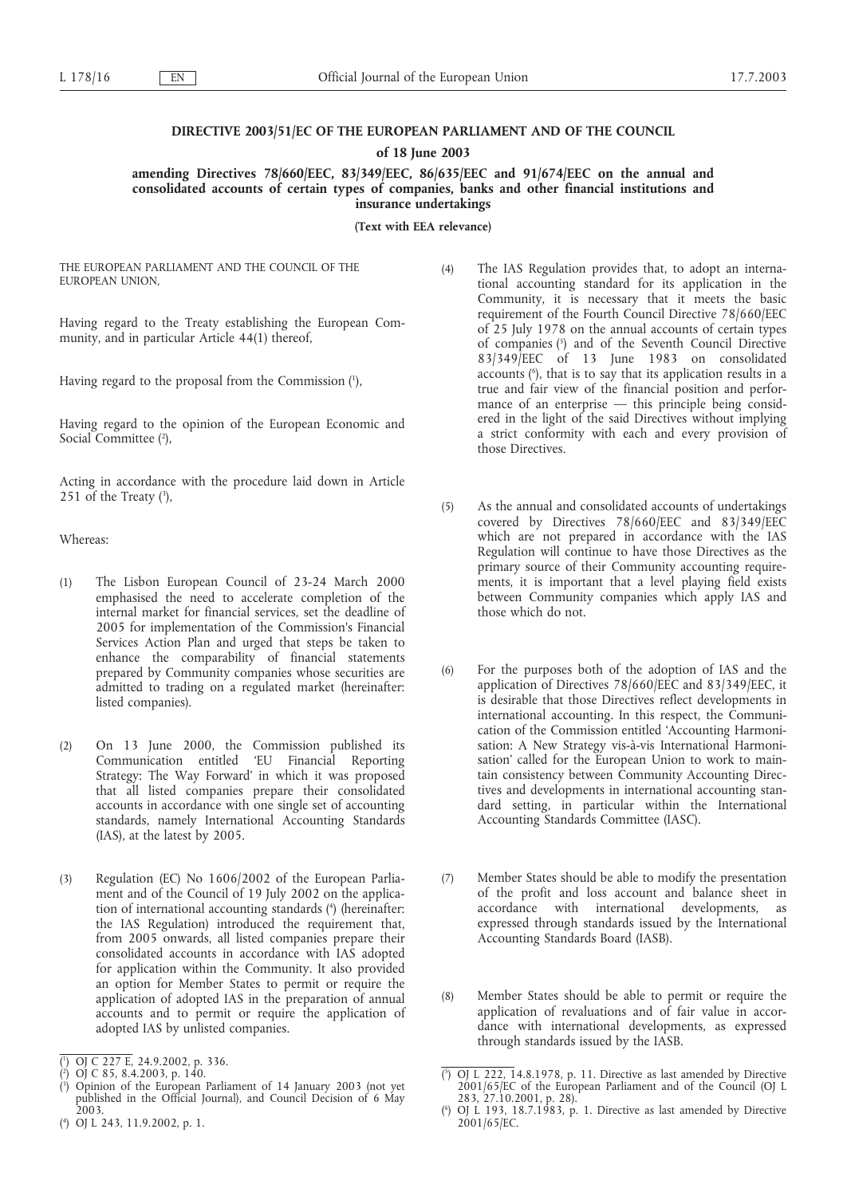**DIRECTIVE 2003/51/EC OF THE EUROPEAN PARLIAMENT AND OF THE COUNCIL**

**of 18 June 2003**

**amending Directives 78/660/EEC, 83/349/EEC, 86/635/EEC and 91/674/EEC on the annual and consolidated accounts of certain types of companies, banks and other financial institutions and insurance undertakings**

**(Text with EEA relevance)**

THE EUROPEAN PARLIAMENT AND THE COUNCIL OF THE EUROPEAN UNION,

Having regard to the Treaty establishing the European Community, and in particular Article 44(1) thereof,

Having regard to the proposal from the Commission ([1]),

Having regard to the opinion of the European Economic and Social Committee ([2]),

Acting in accordance with the procedure laid down in Article 251 of the Treaty ([3]),

Whereas:

(1) The Lisbon European Council of 23-24 March 2000 emphasised the need to accelerate completion of the internal market for financial services, set the deadline of 2005 for implementation of the Commission's Financial Services Action Plan and urged that steps be taken to enhance the comparability of financial statements prepared by Community companies whose securities are admitted to trading on a regulated market (hereinafter: listed companies).

(2) On 13 June 2000, the Commission published its Communication entitled 'EU Financial Reporting Strategy: The Way Forward' in which it was proposed that all listed companies prepare their consolidated accounts in accordance with one single set of accounting standards, namely International Accounting Standards (IAS), at the latest by 2005.

(3) Regulation (EC) No 1606/2002 of the European Parliament and of the Council of 19 July 2002 on the application of international accounting standards ([4]) (hereinafter: the IAS Regulation) introduced the requirement that, from 2005 onwards, all listed companies prepare their consolidated accounts in accordance with IAS adopted for application within the Community. It also provided an option for Member States to permit or require the application of adopted IAS in the preparation of annual accounts and to permit or require the application of adopted IAS by unlisted companies.

(4) The IAS Regulation provides that, to adopt an international accounting standard for its application in the Community, it is necessary that it meets the basic requirement of the Fourth Council Directive 78/660/EEC of 25 July 1978 on the annual accounts of certain types of companies ([5]) and of the Seventh Council Directive 83/349/EEC of 13 June 1983 on consolidated accounts ([6]), that is to say that its application results in a true and fair view of the financial position and performance of an enterprise — this principle being considered in the light of the said Directives without implying a strict conformity with each and every provision of those Directives.

(5) As the annual and consolidated accounts of undertakings covered by Directives 78/660/EEC and 83/349/EEC which are not prepared in accordance with the IAS Regulation will continue to have those Directives as the primary source of their Community accounting requirements, it is important that a level playing field exists between Community companies which apply IAS and those which do not.

(6) For the purposes both of the adoption of IAS and the application of Directives 78/660/EEC and 83/349/EEC, it is desirable that those Directives reflect developments in international accounting. In this respect, the Communication of the Commission entitled 'Accounting Harmonisation: A New Strategy vis-à-vis International Harmonisation' called for the European Union to work to maintain consistency between Community Accounting Directives and developments in international accounting standard setting, in particular within the International Accounting Standards Committee (IASC).

(7) Member States should be able to modify the presentation of the profit and loss account and balance sheet in accordance with international developments, as expressed through standards issued by the International Accounting Standards Board (IASB).

(8) Member States should be able to permit or require the application of revaluations and of fair value in accordance with international developments, as expressed through standards issued by the IASB.

---

([1]) OJ C 227 E, 24.9.2002, p. 336.

([2]) OJ C 85, 8.4.2003, p. 140.

([3]) Opinion of the European Parliament of 14 January 2003 (not yet published in the Official Journal), and Council Decision of 6 May 2003.

([4]) OJ L 243, 11.9.2002, p. 1.

([5]) OJ L 222, 14.8.1978, p. 11. Directive as last amended by Directive 2001/65/EC of the European Parliament and of the Council (OJ L 283, 27.10.2001, p. 28).

([6]) OJ L 193, 18.7.1983, p. 1. Directive as last amended by Directive 2001/65/EC.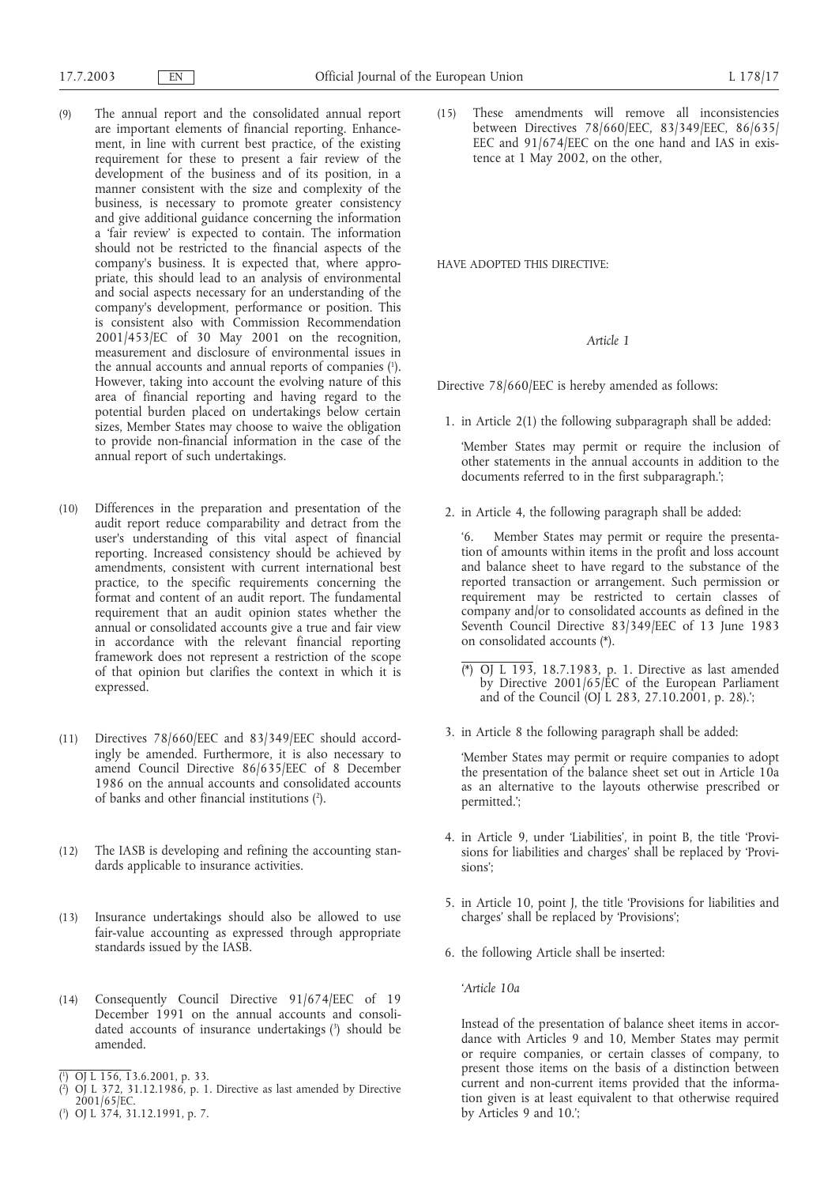(9) The annual report and the consolidated annual report are important elements of financial reporting. Enhancement, in line with current best practice, of the existing requirement for these to present a fair review of the development of the business and of its position, in a manner consistent with the size and complexity of the business, is necessary to promote greater consistency and give additional guidance concerning the information a 'fair review' is expected to contain. The information should not be restricted to the financial aspects of the company's business. It is expected that, where appropriate, this should lead to an analysis of environmental and social aspects necessary for an understanding of the company's development, performance or position. This is consistent also with Commission Recommendation 2001/453/EC of 30 May 2001 on the recognition, measurement and disclosure of environmental issues in the annual accounts and annual reports of companies [1]. However, taking into account the evolving nature of this area of financial reporting and having regard to the potential burden placed on undertakings below certain sizes, Member States may choose to waive the obligation to provide non-financial information in the case of the annual report of such undertakings.

(10) Differences in the preparation and presentation of the audit report reduce comparability and detract from the user's understanding of this vital aspect of financial reporting. Increased consistency should be achieved by amendments, consistent with current international best practice, to the specific requirements concerning the format and content of an audit report. The fundamental requirement that an audit opinion states whether the annual or consolidated accounts give a true and fair view in accordance with the relevant financial reporting framework does not represent a restriction of the scope of that opinion but clarifies the context in which it is expressed.

(11) Directives 78/660/EEC and 83/349/EEC should accordingly be amended. Furthermore, it is also necessary to amend Council Directive 86/635/EEC of 8 December 1986 on the annual accounts and consolidated accounts of banks and other financial institutions [2].

(12) The IASB is developing and refining the accounting standards applicable to insurance activities.

(13) Insurance undertakings should also be allowed to use fair-value accounting as expressed through appropriate standards issued by the IASB.

(14) Consequently Council Directive 91/674/EEC of 19 December 1991 on the annual accounts and consolidated accounts of insurance undertakings [3] should be amended.

[1] OJ L 156, 13.6.2001, p. 33.

[2] OJ L 372, 31.12.1986, p. 1. Directive as last amended by Directive 2001/65/EC.

[3] OJ L 374, 31.12.1991, p. 7.

(15) These amendments will remove all inconsistencies between Directives 78/660/EEC, 83/349/EEC, 86/635/EEC and 91/674/EEC on the one hand and IAS in existence at 1 May 2002, on the other,

HAVE ADOPTED THIS DIRECTIVE:

*Article 1*

Directive 78/660/EEC is hereby amended as follows:

1. in Article 2(1) the following subparagraph shall be added:

   'Member States may permit or require the inclusion of other statements in the annual accounts in addition to the documents referred to in the first subparagraph.';

2. in Article 4, the following paragraph shall be added:

   '6. Member States may permit or require the presentation of amounts within items in the profit and loss account and balance sheet to have regard to the substance of the reported transaction or arrangement. Such permission or requirement may be restricted to certain classes of company and/or to consolidated accounts as defined in the Seventh Council Directive 83/349/EEC of 13 June 1983 on consolidated accounts (*).

   (*) OJ L 193, 18.7.1983, p. 1. Directive as last amended by Directive 2001/65/EC of the European Parliament and of the Council (OJ L 283, 27.10.2001, p. 28).';

3. in Article 8 the following paragraph shall be added:

   'Member States may permit or require companies to adopt the presentation of the balance sheet set out in Article 10a as an alternative to the layouts otherwise prescribed or permitted.';

4. in Article 9, under 'Liabilities', in point B, the title 'Provisions for liabilities and charges' shall be replaced by 'Provisions';

5. in Article 10, point J, the title 'Provisions for liabilities and charges' shall be replaced by 'Provisions';

6. the following Article shall be inserted:

   '*Article 10a*

   Instead of the presentation of balance sheet items in accordance with Articles 9 and 10, Member States may permit or require companies, or certain classes of company, to present those items on the basis of a distinction between current and non-current items provided that the information given is at least equivalent to that otherwise required by Articles 9 and 10.';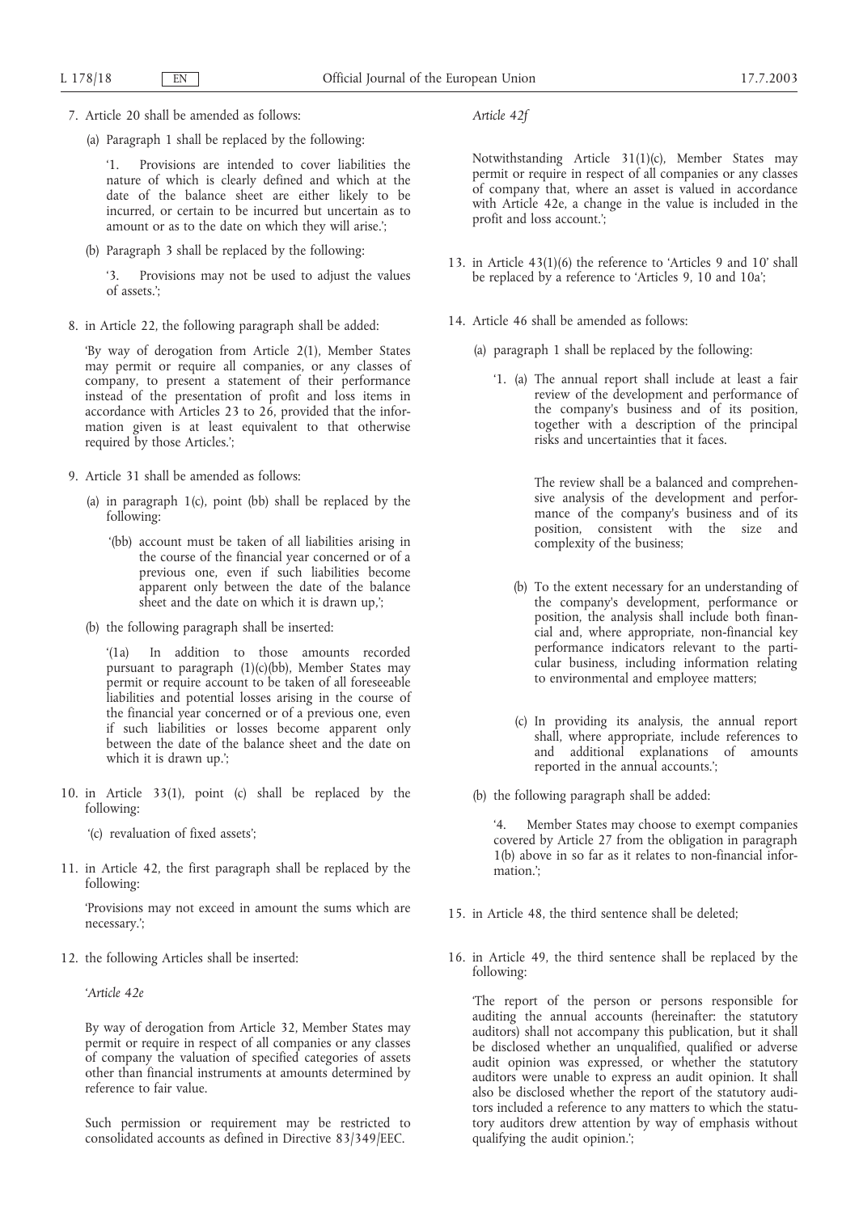7. Article 20 shall be amended as follows:

   (a) Paragraph 1 shall be replaced by the following:

   '1. Provisions are intended to cover liabilities the nature of which is clearly defined and which at the date of the balance sheet are either likely to be incurred, or certain to be incurred but uncertain as to amount or as to the date on which they will arise.';

   (b) Paragraph 3 shall be replaced by the following:

   '3. Provisions may not be used to adjust the values of assets.';

8. in Article 22, the following paragraph shall be added:

   'By way of derogation from Article 2(1), Member States may permit or require all companies, or any classes of company, to present a statement of their performance instead of the presentation of profit and loss items in accordance with Articles 23 to 26, provided that the information given is at least equivalent to that otherwise required by those Articles.';

9. Article 31 shall be amended as follows:

   (a) in paragraph 1(c), point (bb) shall be replaced by the following:

   '(bb) account must be taken of all liabilities arising in the course of the financial year concerned or of a previous one, even if such liabilities become apparent only between the date of the balance sheet and the date on which it is drawn up,';

   (b) the following paragraph shall be inserted:

   '(1a) In addition to those amounts recorded pursuant to paragraph (1)(c)(bb), Member States may permit or require account to be taken of all foreseeable liabilities and potential losses arising in the course of the financial year concerned or of a previous one, even if such liabilities or losses become apparent only between the date of the balance sheet and the date on which it is drawn up.';

10. in Article 33(1), point (c) shall be replaced by the following:

    '(c) revaluation of fixed assets';

11. in Article 42, the first paragraph shall be replaced by the following:

    'Provisions may not exceed in amount the sums which are necessary.';

12. the following Articles shall be inserted:

    '*Article 42e*

    By way of derogation from Article 32, Member States may permit or require in respect of all companies or any classes of company the valuation of specified categories of assets other than financial instruments at amounts determined by reference to fair value.

    Such permission or requirement may be restricted to consolidated accounts as defined in Directive 83/349/EEC.

    *Article 42f*

    Notwithstanding Article 31(1)(c), Member States may permit or require in respect of all companies or any classes of company that, where an asset is valued in accordance with Article 42e, a change in the value is included in the profit and loss account.';

13. in Article 43(1)(6) the reference to 'Articles 9 and 10' shall be replaced by a reference to 'Articles 9, 10 and 10a';

14. Article 46 shall be amended as follows:

    (a) paragraph 1 shall be replaced by the following:

    '1. (a) The annual report shall include at least a fair review of the development and performance of the company's business and of its position, together with a description of the principal risks and uncertainties that it faces.

    The review shall be a balanced and comprehensive analysis of the development and performance of the company's business and of its position, consistent with the size and complexity of the business;

    (b) To the extent necessary for an understanding of the company's development, performance or position, the analysis shall include both financial and, where appropriate, non-financial key performance indicators relevant to the particular business, including information relating to environmental and employee matters;

    (c) In providing its analysis, the annual report shall, where appropriate, include references to and additional explanations of amounts reported in the annual accounts.';

    (b) the following paragraph shall be added:

    '4. Member States may choose to exempt companies covered by Article 27 from the obligation in paragraph 1(b) above in so far as it relates to non-financial information.';

15. in Article 48, the third sentence shall be deleted;

16. in Article 49, the third sentence shall be replaced by the following:

    'The report of the person or persons responsible for auditing the annual accounts (hereinafter: the statutory auditors) shall not accompany this publication, but it shall be disclosed whether an unqualified, qualified or adverse audit opinion was expressed, or whether the statutory auditors were unable to express an audit opinion. It shall also be disclosed whether the report of the statutory auditors included a reference to any matters to which the statutory auditors drew attention by way of emphasis without qualifying the audit opinion.';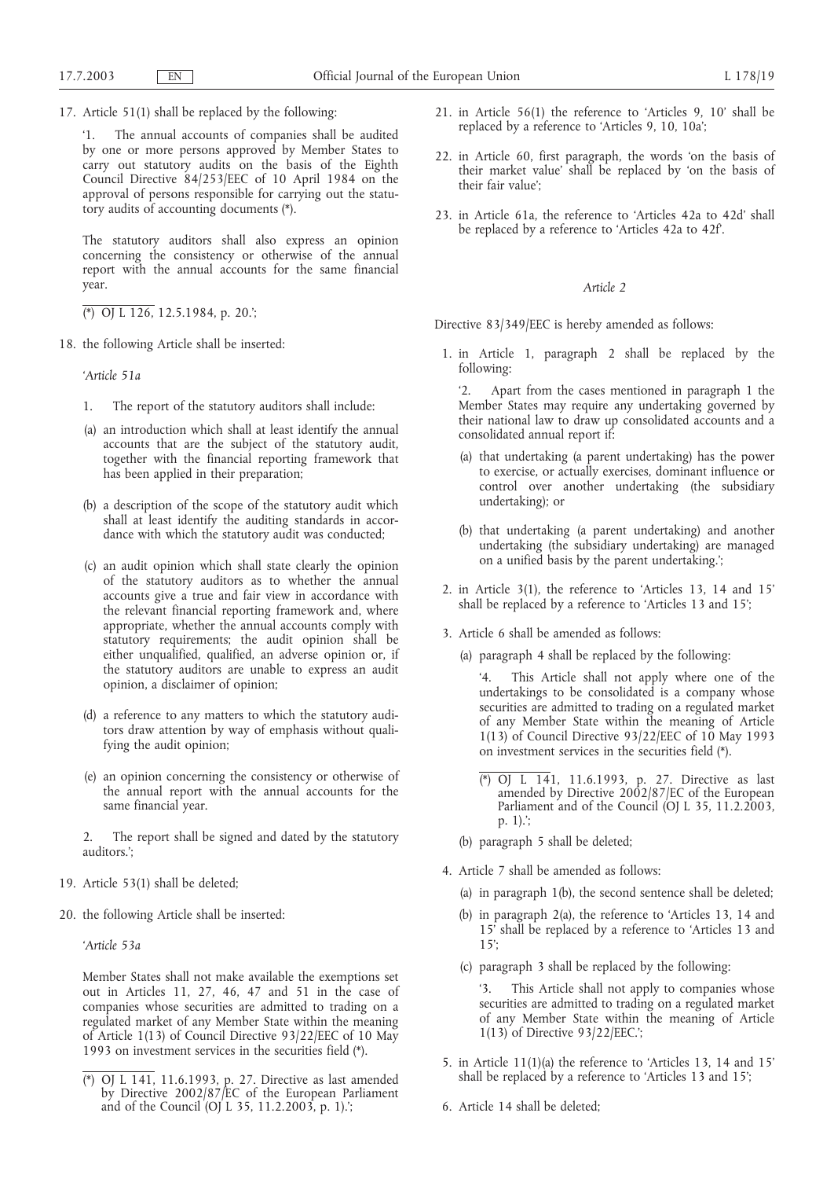17. Article 51(1) shall be replaced by the following:

   '1. The annual accounts of companies shall be audited by one or more persons approved by Member States to carry out statutory audits on the basis of the Eighth Council Directive 84/253/EEC of 10 April 1984 on the approval of persons responsible for carrying out the statutory audits of accounting documents (*).

   The statutory auditors shall also express an opinion concerning the consistency or otherwise of the annual report with the annual accounts for the same financial year.

   (*) OJ L 126, 12.5.1984, p. 20.';

18. the following Article shall be inserted:

   '*Article 51a*

   1. The report of the statutory auditors shall include:

   (a) an introduction which shall at least identify the annual accounts that are the subject of the statutory audit, together with the financial reporting framework that has been applied in their preparation;

   (b) a description of the scope of the statutory audit which shall at least identify the auditing standards in accordance with which the statutory audit was conducted;

   (c) an audit opinion which shall state clearly the opinion of the statutory auditors as to whether the annual accounts give a true and fair view in accordance with the relevant financial reporting framework and, where appropriate, whether the annual accounts comply with statutory requirements; the audit opinion shall be either unqualified, qualified, an adverse opinion or, if the statutory auditors are unable to express an audit opinion, a disclaimer of opinion;

   (d) a reference to any matters to which the statutory auditors draw attention by way of emphasis without qualifying the audit opinion;

   (e) an opinion concerning the consistency or otherwise of the annual report with the annual accounts for the same financial year.

   2. The report shall be signed and dated by the statutory auditors.';

19. Article 53(1) shall be deleted;

20. the following Article shall be inserted:

   '*Article 53a*

   Member States shall not make available the exemptions set out in Articles 11, 27, 46, 47 and 51 in the case of companies whose securities are admitted to trading on a regulated market of any Member State within the meaning of Article 1(13) of Council Directive 93/22/EEC of 10 May 1993 on investment services in the securities field (*).

   (*) OJ L 141, 11.6.1993, p. 27. Directive as last amended by Directive 2002/87/EC of the European Parliament and of the Council (OJ L 35, 11.2.2003, p. 1).';

21. in Article 56(1) the reference to 'Articles 9, 10' shall be replaced by a reference to 'Articles 9, 10, 10a';

22. in Article 60, first paragraph, the words 'on the basis of their market value' shall be replaced by 'on the basis of their fair value';

23. in Article 61a, the reference to 'Articles 42a to 42d' shall be replaced by a reference to 'Articles 42a to 42f'.

*Article 2*

Directive 83/349/EEC is hereby amended as follows:

1. in Article 1, paragraph 2 shall be replaced by the following:

   '2. Apart from the cases mentioned in paragraph 1 the Member States may require any undertaking governed by their national law to draw up consolidated accounts and a consolidated annual report if:

   (a) that undertaking (a parent undertaking) has the power to exercise, or actually exercises, dominant influence or control over another undertaking (the subsidiary undertaking); or

   (b) that undertaking (a parent undertaking) and another undertaking (the subsidiary undertaking) are managed on a unified basis by the parent undertaking.';

2. in Article 3(1), the reference to 'Articles 13, 14 and 15' shall be replaced by a reference to 'Articles 13 and 15';

3. Article 6 shall be amended as follows:

   (a) paragraph 4 shall be replaced by the following:

   '4. This Article shall not apply where one of the undertakings to be consolidated is a company whose securities are admitted to trading on a regulated market of any Member State within the meaning of Article 1(13) of Council Directive 93/22/EEC of 10 May 1993 on investment services in the securities field (*).

   (*) OJ L 141, 11.6.1993, p. 27. Directive as last amended by Directive 2002/87/EC of the European Parliament and of the Council (OJ L 35, 11.2.2003, p. 1).';

   (b) paragraph 5 shall be deleted;

4. Article 7 shall be amended as follows:

   (a) in paragraph 1(b), the second sentence shall be deleted;

   (b) in paragraph 2(a), the reference to 'Articles 13, 14 and 15' shall be replaced by a reference to 'Articles 13 and 15';

   (c) paragraph 3 shall be replaced by the following:

   '3. This Article shall not apply to companies whose securities are admitted to trading on a regulated market of any Member State within the meaning of Article 1(13) of Directive 93/22/EEC.';

5. in Article 11(1)(a) the reference to 'Articles 13, 14 and 15' shall be replaced by a reference to 'Articles 13 and 15';

6. Article 14 shall be deleted;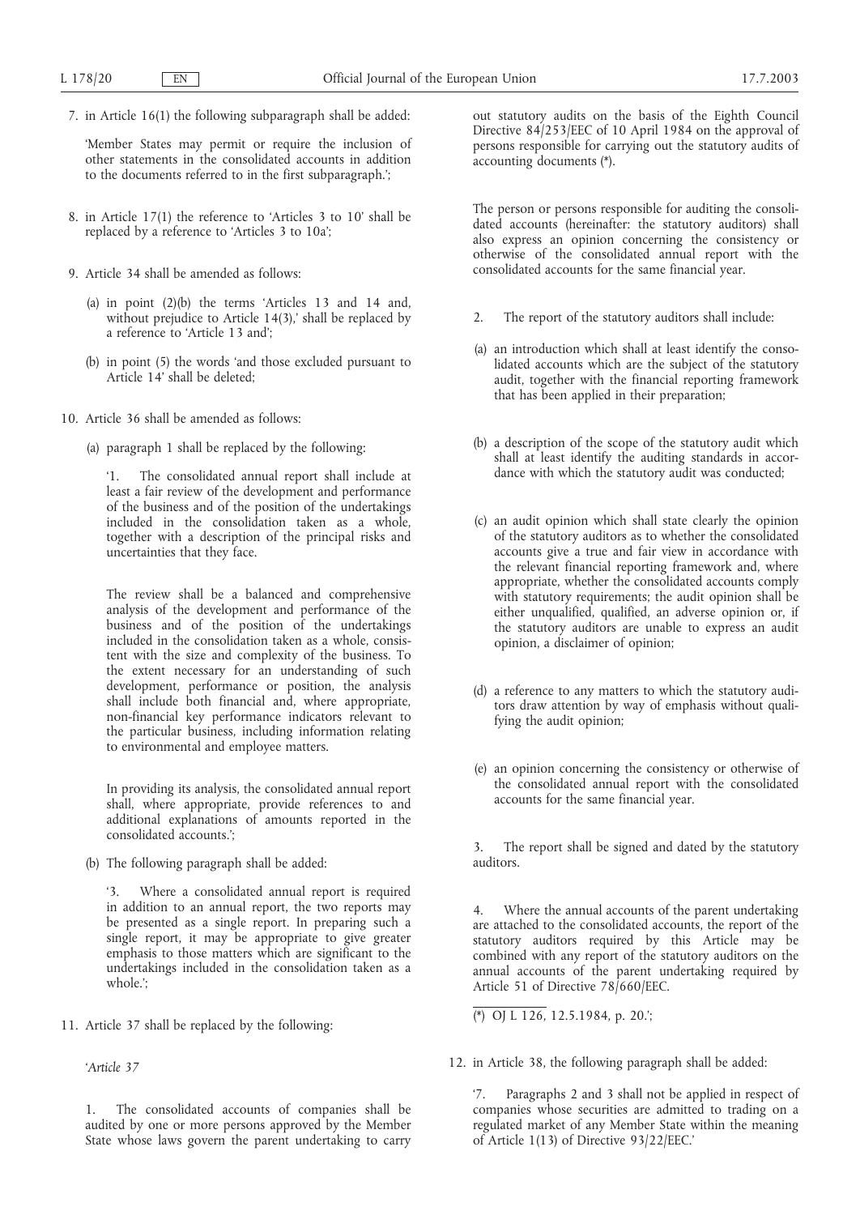7. in Article 16(1) the following subparagraph shall be added:

'Member States may permit or require the inclusion of other statements in the consolidated accounts in addition to the documents referred to in the first subparagraph.';

8. in Article 17(1) the reference to 'Articles 3 to 10' shall be replaced by a reference to 'Articles 3 to 10a';

9. Article 34 shall be amended as follows:

(a) in point (2)(b) the terms 'Articles 13 and 14 and, without prejudice to Article 14(3),' shall be replaced by a reference to 'Article 13 and';

(b) in point (5) the words 'and those excluded pursuant to Article 14' shall be deleted;

10. Article 36 shall be amended as follows:

(a) paragraph 1 shall be replaced by the following:

'1. The consolidated annual report shall include at least a fair review of the development and performance of the business and of the position of the undertakings included in the consolidation taken as a whole, together with a description of the principal risks and uncertainties that they face.

The review shall be a balanced and comprehensive analysis of the development and performance of the business and of the position of the undertakings included in the consolidation taken as a whole, consistent with the size and complexity of the business. To the extent necessary for an understanding of such development, performance or position, the analysis shall include both financial and, where appropriate, non-financial key performance indicators relevant to the particular business, including information relating to environmental and employee matters.

In providing its analysis, the consolidated annual report shall, where appropriate, provide references to and additional explanations of amounts reported in the consolidated accounts.';

(b) The following paragraph shall be added:

'3. Where a consolidated annual report is required in addition to an annual report, the two reports may be presented as a single report. In preparing such a single report, it may be appropriate to give greater emphasis to those matters which are significant to the undertakings included in the consolidation taken as a whole.';

11. Article 37 shall be replaced by the following:

'*Article 37*

1. The consolidated accounts of companies shall be audited by one or more persons approved by the Member State whose laws govern the parent undertaking to carry out statutory audits on the basis of the Eighth Council Directive 84/253/EEC of 10 April 1984 on the approval of persons responsible for carrying out the statutory audits of accounting documents (*).

The person or persons responsible for auditing the consolidated accounts (hereinafter: the statutory auditors) shall also express an opinion concerning the consistency or otherwise of the consolidated annual report with the consolidated accounts for the same financial year.

2. The report of the statutory auditors shall include:

(a) an introduction which shall at least identify the consolidated accounts which are the subject of the statutory audit, together with the financial reporting framework that has been applied in their preparation;

(b) a description of the scope of the statutory audit which shall at least identify the auditing standards in accordance with which the statutory audit was conducted;

(c) an audit opinion which shall state clearly the opinion of the statutory auditors as to whether the consolidated accounts give a true and fair view in accordance with the relevant financial reporting framework and, where appropriate, whether the consolidated accounts comply with statutory requirements; the audit opinion shall be either unqualified, qualified, an adverse opinion or, if the statutory auditors are unable to express an audit opinion, a disclaimer of opinion;

(d) a reference to any matters to which the statutory auditors draw attention by way of emphasis without qualifying the audit opinion;

(e) an opinion concerning the consistency or otherwise of the consolidated annual report with the consolidated accounts for the same financial year.

3. The report shall be signed and dated by the statutory auditors.

4. Where the annual accounts of the parent undertaking are attached to the consolidated accounts, the report of the statutory auditors required by this Article may be combined with any report of the statutory auditors on the annual accounts of the parent undertaking required by Article 51 of Directive 78/660/EEC.

(*) OJ L 126, 12.5.1984, p. 20.';

12. in Article 38, the following paragraph shall be added:

'7. Paragraphs 2 and 3 shall not be applied in respect of companies whose securities are admitted to trading on a regulated market of any Member State within the meaning of Article 1(13) of Directive 93/22/EEC.'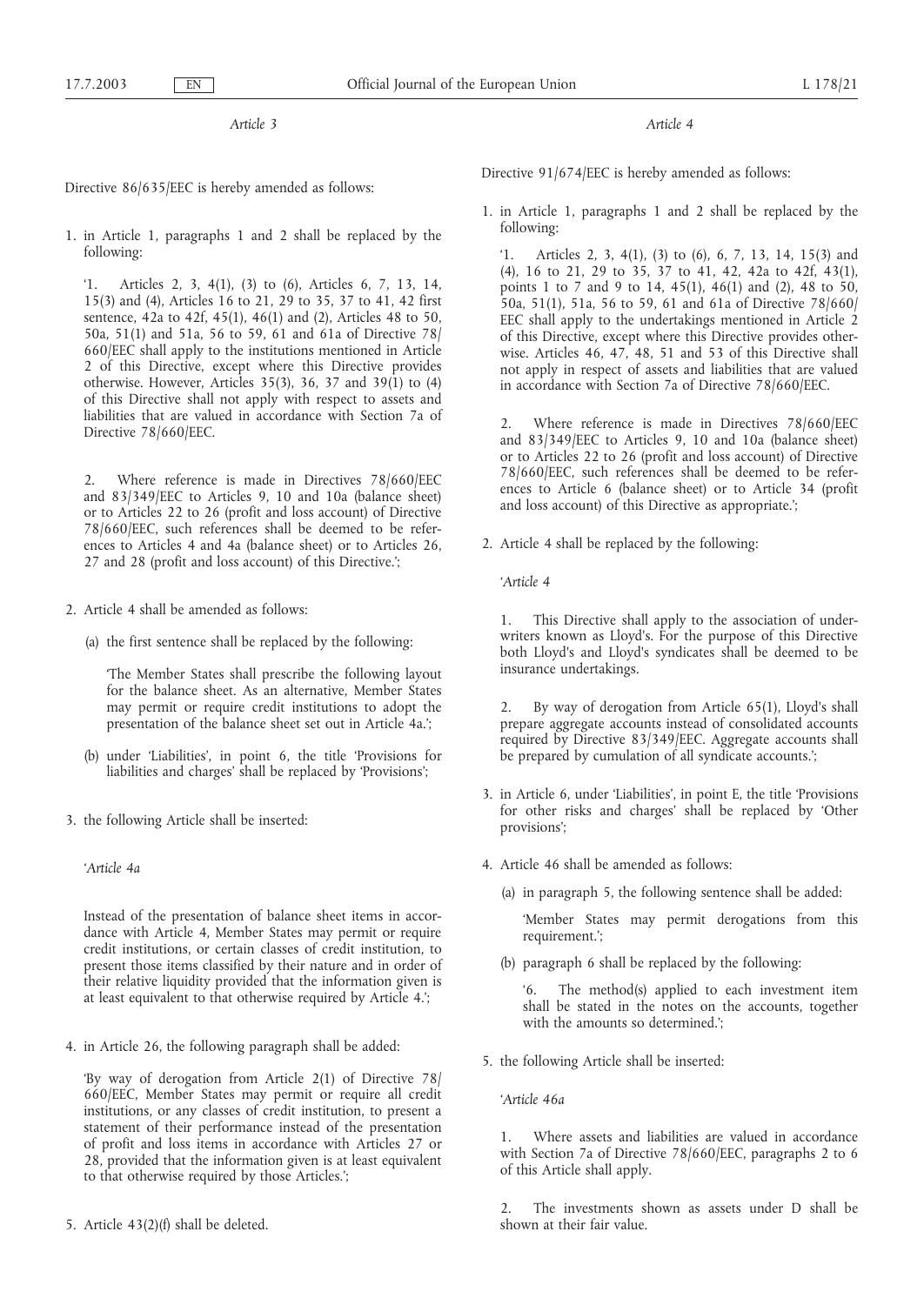*Article 3*

Directive 86/635/EEC is hereby amended as follows:

1. in Article 1, paragraphs 1 and 2 shall be replaced by the following:

   '1. Articles 2, 3, 4(1), (3) to (6), Articles 6, 7, 13, 14, 15(3) and (4), Articles 16 to 21, 29 to 35, 37 to 41, 42 first sentence, 42a to 42f, 45(1), 46(1) and (2), Articles 48 to 50, 50a, 51(1) and 51a, 56 to 59, 61 and 61a of Directive 78/660/EEC shall apply to the institutions mentioned in Article 2 of this Directive, except where this Directive provides otherwise. However, Articles 35(3), 36, 37 and 39(1) to (4) of this Directive shall not apply with respect to assets and liabilities that are valued in accordance with Section 7a of Directive 78/660/EEC.

   2. Where reference is made in Directives 78/660/EEC and 83/349/EEC to Articles 9, 10 and 10a (balance sheet) or to Articles 22 to 26 (profit and loss account) of Directive 78/660/EEC, such references shall be deemed to be references to Articles 4 and 4a (balance sheet) or to Articles 26, 27 and 28 (profit and loss account) of this Directive.';

2. Article 4 shall be amended as follows:

   (a) the first sentence shall be replaced by the following:

   'The Member States shall prescribe the following layout for the balance sheet. As an alternative, Member States may permit or require credit institutions to adopt the presentation of the balance sheet set out in Article 4a.';

   (b) under 'Liabilities', in point 6, the title 'Provisions for liabilities and charges' shall be replaced by 'Provisions';

3. the following Article shall be inserted:

   '*Article 4a*

   Instead of the presentation of balance sheet items in accordance with Article 4, Member States may permit or require credit institutions, or certain classes of credit institution, to present those items classified by their nature and in order of their relative liquidity provided that the information given is at least equivalent to that otherwise required by Article 4.';

4. in Article 26, the following paragraph shall be added:

   'By way of derogation from Article 2(1) of Directive 78/660/EEC, Member States may permit or require all credit institutions, or any classes of credit institution, to present a statement of their performance instead of the presentation of profit and loss items in accordance with Articles 27 or 28, provided that the information given is at least equivalent to that otherwise required by those Articles.';

5. Article 43(2)(f) shall be deleted.

*Article 4*

Directive 91/674/EEC is hereby amended as follows:

1. in Article 1, paragraphs 1 and 2 shall be replaced by the following:

   '1. Articles 2, 3, 4(1), (3) to (6), 6, 7, 13, 14, 15(3) and (4), 16 to 21, 29 to 35, 37 to 41, 42, 42a to 42f, 43(1), points 1 to 7 and 9 to 14, 45(1), 46(1) and (2), 48 to 50, 50a, 51(1), 51a, 56 to 59, 61 and 61a of Directive 78/660/EEC shall apply to the undertakings mentioned in Article 2 of this Directive, except where this Directive provides otherwise. Articles 46, 47, 48, 51 and 53 of this Directive shall not apply in respect of assets and liabilities that are valued in accordance with Section 7a of Directive 78/660/EEC.

   2. Where reference is made in Directives 78/660/EEC and 83/349/EEC to Articles 9, 10 and 10a (balance sheet) or to Articles 22 to 26 (profit and loss account) of Directive 78/660/EEC, such references shall be deemed to be references to Article 6 (balance sheet) or to Article 34 (profit and loss account) of this Directive as appropriate.';

2. Article 4 shall be replaced by the following:

   '*Article 4*

   1. This Directive shall apply to the association of underwriters known as Lloyd's. For the purpose of this Directive both Lloyd's and Lloyd's syndicates shall be deemed to be insurance undertakings.

   2. By way of derogation from Article 65(1), Lloyd's shall prepare aggregate accounts instead of consolidated accounts required by Directive 83/349/EEC. Aggregate accounts shall be prepared by cumulation of all syndicate accounts.';

3. in Article 6, under 'Liabilities', in point E, the title 'Provisions for other risks and charges' shall be replaced by 'Other provisions';

4. Article 46 shall be amended as follows:

   (a) in paragraph 5, the following sentence shall be added:

   'Member States may permit derogations from this requirement.';

   (b) paragraph 6 shall be replaced by the following:

   '6. The method(s) applied to each investment item shall be stated in the notes on the accounts, together with the amounts so determined.';

5. the following Article shall be inserted:

   '*Article 46a*

   1. Where assets and liabilities are valued in accordance with Section 7a of Directive 78/660/EEC, paragraphs 2 to 6 of this Article shall apply.

   2. The investments shown as assets under D shall be shown at their fair value.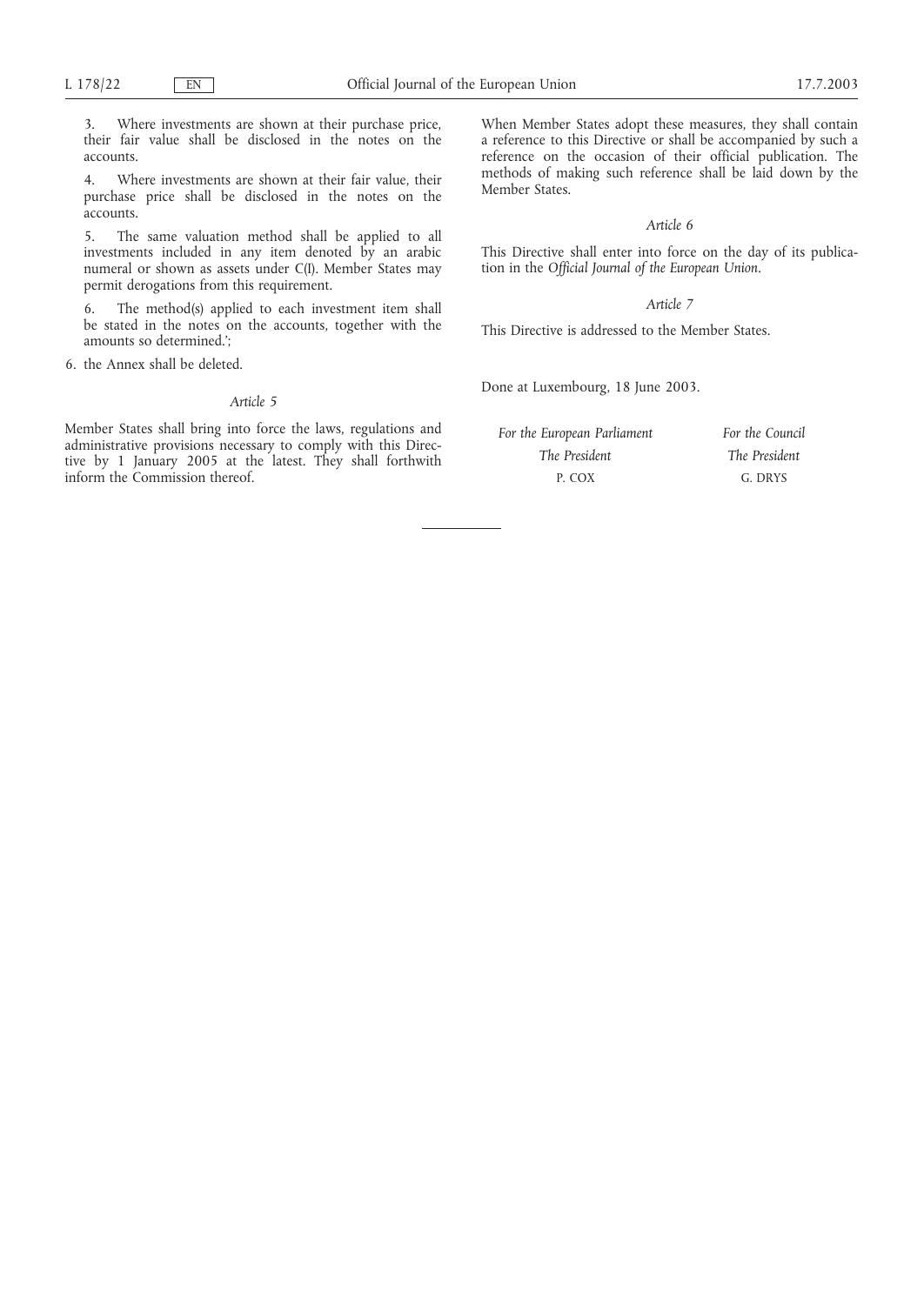3. Where investments are shown at their purchase price, their fair value shall be disclosed in the notes on the accounts.

4. Where investments are shown at their fair value, their purchase price shall be disclosed in the notes on the accounts.

5. The same valuation method shall be applied to all investments included in any item denoted by an arabic numeral or shown as assets under C(I). Member States may permit derogations from this requirement.

6. The method(s) applied to each investment item shall be stated in the notes on the accounts, together with the amounts so determined.';

6. the Annex shall be deleted.

*Article 5*

Member States shall bring into force the laws, regulations and administrative provisions necessary to comply with this Directive by 1 January 2005 at the latest. They shall forthwith inform the Commission thereof.

When Member States adopt these measures, they shall contain a reference to this Directive or shall be accompanied by such a reference on the occasion of their official publication. The methods of making such reference shall be laid down by the Member States.

*Article 6*

This Directive shall enter into force on the day of its publication in the *Official Journal of the European Union*.

*Article 7*

This Directive is addressed to the Member States.

Done at Luxembourg, 18 June 2003.

| | |
|---|---|
| *For the European Parliament* | *For the Council* |
| *The President* | *The President* |
| P. COX | G. DRYS |